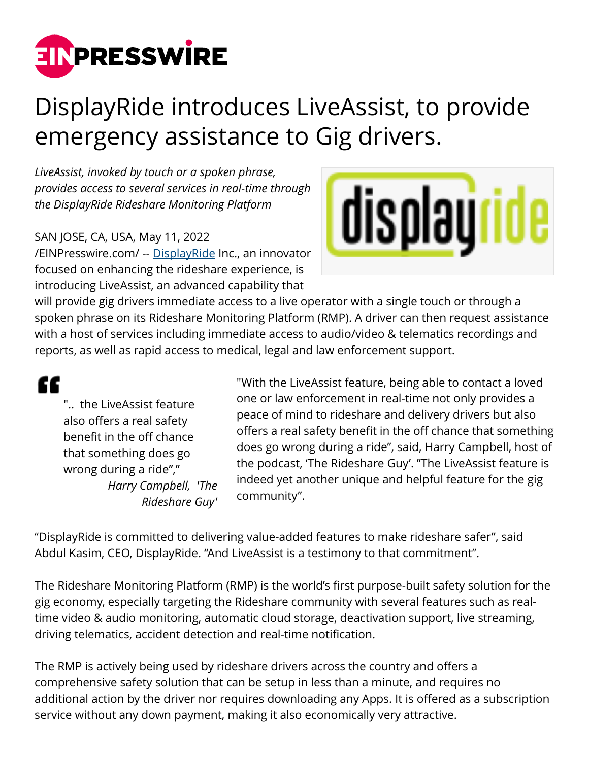# DisplayRide introduces LiveAssist, to provide emergency assistance to Gig drivers.

*LiveAssist, invoked by touch or a spoken phrase, provides access to several services in real-time through the DisplayRide Rideshare Monitoring Platform*

SAN JOSE, CA, USA, May 11, 2022 /EINPresswire.com/ -- DisplayRide Inc., an innovator focused on enhancing the rideshare experience, is introducing LiveAssist, an advanced capability that will provide gig drivers immediate access to a live operator with a single touch or through a spoken phrase on its Rideshare Monitoring Platform (RMP). A driver can then request assistance with a host of services including immediate access to audio/video & telematics recordings and reports, as well as rapid access to medical, legal and law enforcement support.

> ".. the LiveAssist feature also offers a real safety benefit in the off chance that something does go wrong during a ride","
>
> *Harry Campbell, 'The Rideshare Guy'*

"With the LiveAssist feature, being able to contact a loved one or law enforcement in real-time not only provides a peace of mind to rideshare and delivery drivers but also offers a real safety benefit in the off chance that something does go wrong during a ride", said, Harry Campbell, host of the podcast, 'The Rideshare Guy'. "The LiveAssist feature is indeed yet another unique and helpful feature for the gig community".

"DisplayRide is committed to delivering value-added features to make rideshare safer", said Abdul Kasim, CEO, DisplayRide. "And LiveAssist is a testimony to that commitment".

The Rideshare Monitoring Platform (RMP) is the world's first purpose-built safety solution for the gig economy, especially targeting the Rideshare community with several features such as real-time video & audio monitoring, automatic cloud storage, deactivation support, live streaming, driving telematics, accident detection and real-time notification.

The RMP is actively being used by rideshare drivers across the country and offers a comprehensive safety solution that can be setup in less than a minute, and requires no additional action by the driver nor requires downloading any Apps. It is offered as a subscription service without any down payment, making it also economically very attractive.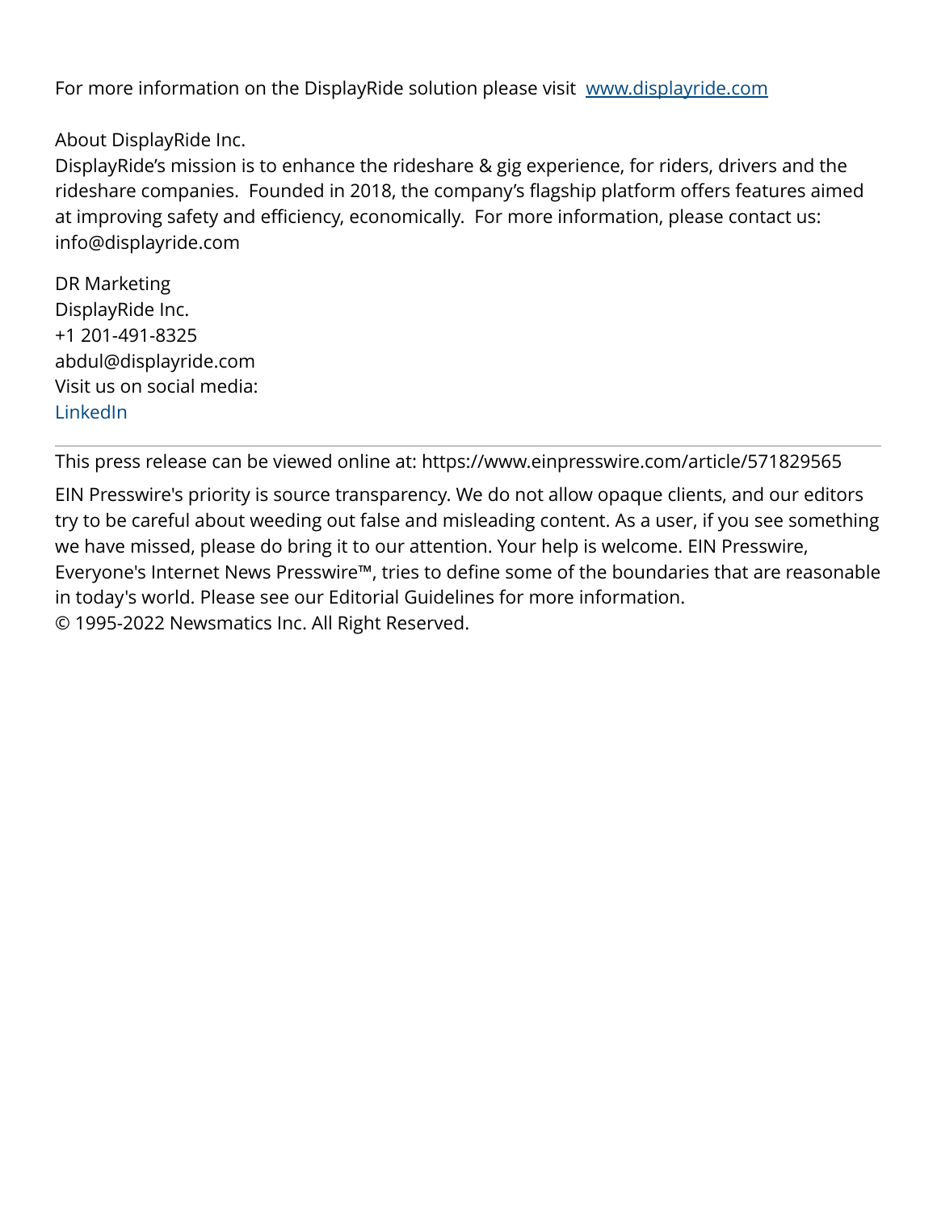For more information on the DisplayRide solution please visit [www.displayride.com](http://www.displayride.com)

About DisplayRide Inc.
DisplayRide's mission is to enhance the rideshare & gig experience, for riders, drivers and the rideshare companies. Founded in 2018, the company's flagship platform offers features aimed at improving safety and efficiency, economically. For more information, please contact us: info@displayride.com

DR Marketing
DisplayRide Inc.
+1 201-491-8325
abdul@displayride.com
Visit us on social media:
LinkedIn

---

This press release can be viewed online at: https://www.einpresswire.com/article/571829565

EIN Presswire's priority is source transparency. We do not allow opaque clients, and our editors try to be careful about weeding out false and misleading content. As a user, if you see something we have missed, please do bring it to our attention. Your help is welcome. EIN Presswire, Everyone's Internet News Presswire™, tries to define some of the boundaries that are reasonable in today's world. Please see our Editorial Guidelines for more information.
© 1995-2022 Newsmatics Inc. All Right Reserved.